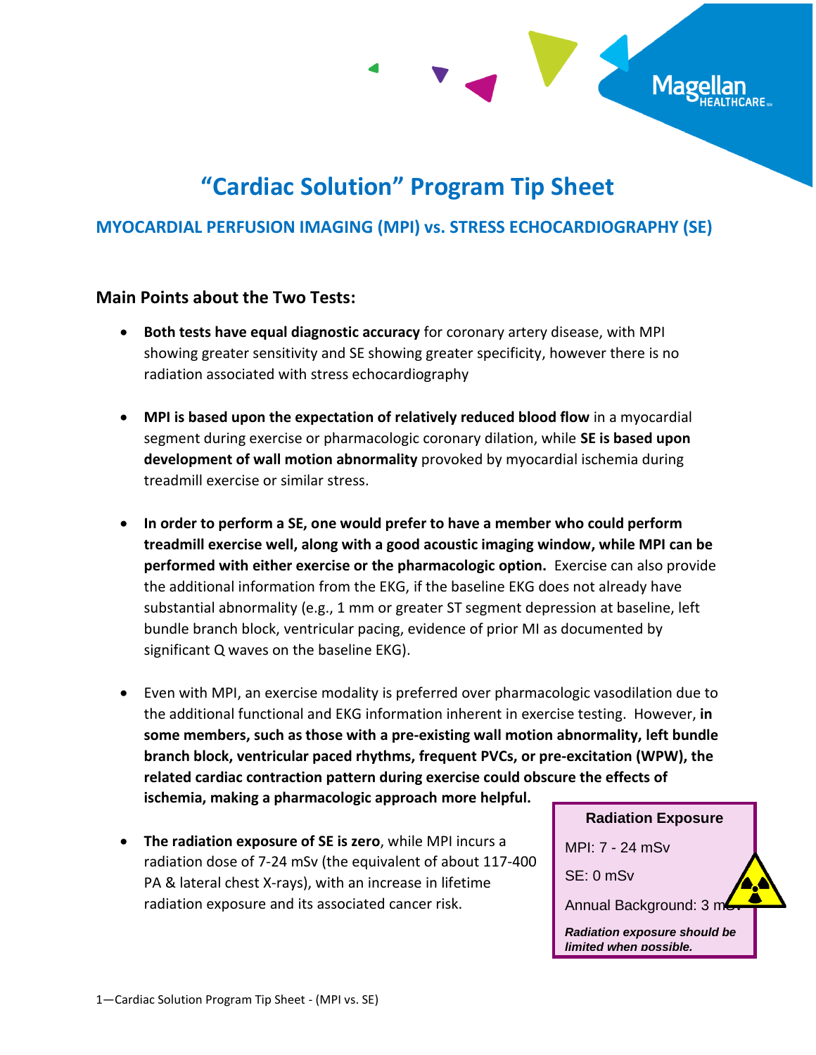# "Cardiac Solution" Program Tip Sheet

## MYOCARDIAL PERFUSION IMAGING (MPI) vs. STRESS ECHOCARDIOGRAPHY (SE)

### Main Points about the Two Tests:

- **Both tests have equal diagnostic accuracy** for coronary artery disease, with MPI showing greater sensitivity and SE showing greater specificity, however there is no radiation associated with stress echocardiography

- **MPI is based upon the expectation of relatively reduced blood flow** in a myocardial segment during exercise or pharmacologic coronary dilation, while **SE is based upon development of wall motion abnormality** provoked by myocardial ischemia during treadmill exercise or similar stress.

- **In order to perform a SE, one would prefer to have a member who could perform treadmill exercise well, along with a good acoustic imaging window, while MPI can be performed with either exercise or the pharmacologic option.** Exercise can also provide the additional information from the EKG, if the baseline EKG does not already have substantial abnormality (e.g., 1 mm or greater ST segment depression at baseline, left bundle branch block, ventricular pacing, evidence of prior MI as documented by significant Q waves on the baseline EKG).

- Even with MPI, an exercise modality is preferred over pharmacologic vasodilation due to the additional functional and EKG information inherent in exercise testing. However, **in some members, such as those with a pre-existing wall motion abnormality, left bundle branch block, ventricular paced rhythms, frequent PVCs, or pre-excitation (WPW), the related cardiac contraction pattern during exercise could obscure the effects of ischemia, making a pharmacologic approach more helpful.**

- **The radiation exposure of SE is zero**, while MPI incurs a radiation dose of 7-24 mSv (the equivalent of about 117-400 PA & lateral chest X-rays), with an increase in lifetime radiation exposure and its associated cancer risk.

**Radiation Exposure**

MPI: 7 - 24 mSv

SE: 0 mSv

Annual Background: 3 mSv

***Radiation exposure should be limited when possible.***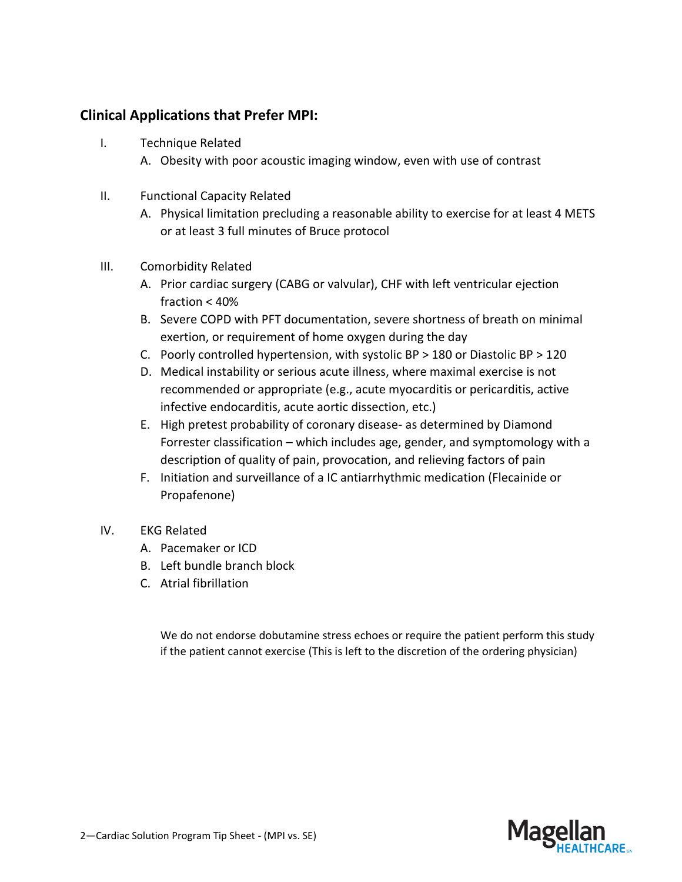## Clinical Applications that Prefer MPI:

I. Technique Related
   A. Obesity with poor acoustic imaging window, even with use of contrast

II. Functional Capacity Related
   A. Physical limitation precluding a reasonable ability to exercise for at least 4 METS or at least 3 full minutes of Bruce protocol

III. Comorbidity Related
   A. Prior cardiac surgery (CABG or valvular), CHF with left ventricular ejection fraction < 40%
   B. Severe COPD with PFT documentation, severe shortness of breath on minimal exertion, or requirement of home oxygen during the day
   C. Poorly controlled hypertension, with systolic BP > 180 or Diastolic BP > 120
   D. Medical instability or serious acute illness, where maximal exercise is not recommended or appropriate (e.g., acute myocarditis or pericarditis, active infective endocarditis, acute aortic dissection, etc.)
   E. High pretest probability of coronary disease- as determined by Diamond Forrester classification – which includes age, gender, and symptomology with a description of quality of pain, provocation, and relieving factors of pain
   F. Initiation and surveillance of a IC antiarrhythmic medication (Flecainide or Propafenone)

IV. EKG Related
   A. Pacemaker or ICD
   B. Left bundle branch block
   C. Atrial fibrillation

We do not endorse dobutamine stress echoes or require the patient perform this study if the patient cannot exercise (This is left to the discretion of the ordering physician)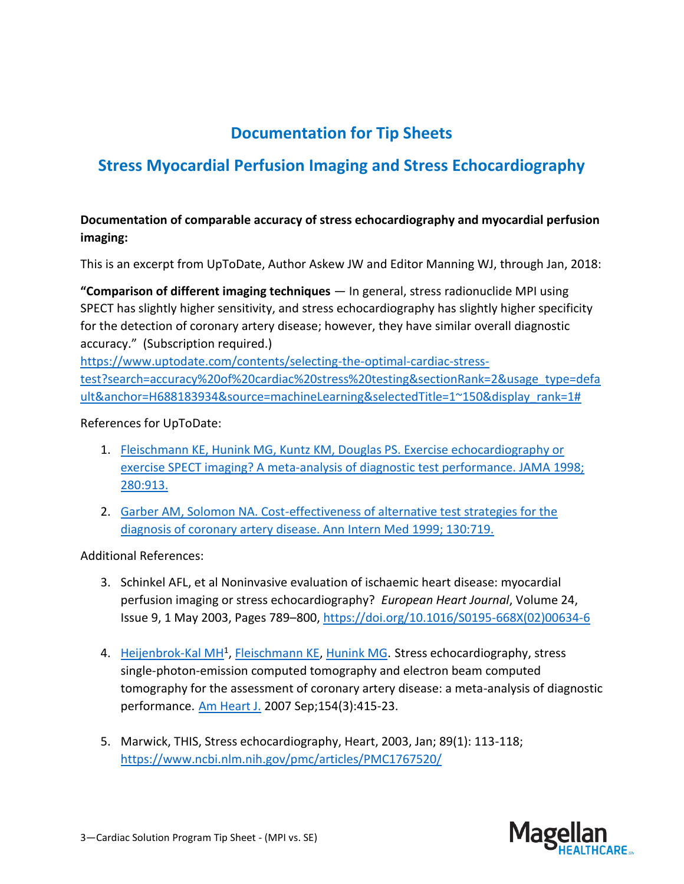# Documentation for Tip Sheets

## Stress Myocardial Perfusion Imaging and Stress Echocardiography

**Documentation of comparable accuracy of stress echocardiography and myocardial perfusion imaging:**

This is an excerpt from UpToDate, Author Askew JW and Editor Manning WJ, through Jan, 2018:

**"Comparison of different imaging techniques** — In general, stress radionuclide MPI using SPECT has slightly higher sensitivity, and stress echocardiography has slightly higher specificity for the detection of coronary artery disease; however, they have similar overall diagnostic accuracy." (Subscription required.)
https://www.uptodate.com/contents/selecting-the-optimal-cardiac-stress-test?search=accuracy%20of%20cardiac%20stress%20testing&sectionRank=2&usage_type=default&anchor=H688183934&source=machineLearning&selectedTitle=1~150&display_rank=1#

References for UpToDate:

1. Fleischmann KE, Hunink MG, Kuntz KM, Douglas PS. Exercise echocardiography or exercise SPECT imaging? A meta-analysis of diagnostic test performance. JAMA 1998; 280:913.
2. Garber AM, Solomon NA. Cost-effectiveness of alternative test strategies for the diagnosis of coronary artery disease. Ann Intern Med 1999; 130:719.

Additional References:

3. Schinkel AFL, et al Noninvasive evaluation of ischaemic heart disease: myocardial perfusion imaging or stress echocardiography? *European Heart Journal*, Volume 24, Issue 9, 1 May 2003, Pages 789–800, https://doi.org/10.1016/S0195-668X(02)00634-6
4. Heijenbrok-Kal MH[1], Fleischmann KE, Hunink MG. Stress echocardiography, stress single-photon-emission computed tomography and electron beam computed tomography for the assessment of coronary artery disease: a meta-analysis of diagnostic performance. Am Heart J. 2007 Sep;154(3):415-23.
5. Marwick, THIS, Stress echocardiography, Heart, 2003, Jan; 89(1): 113-118; https://www.ncbi.nlm.nih.gov/pmc/articles/PMC1767520/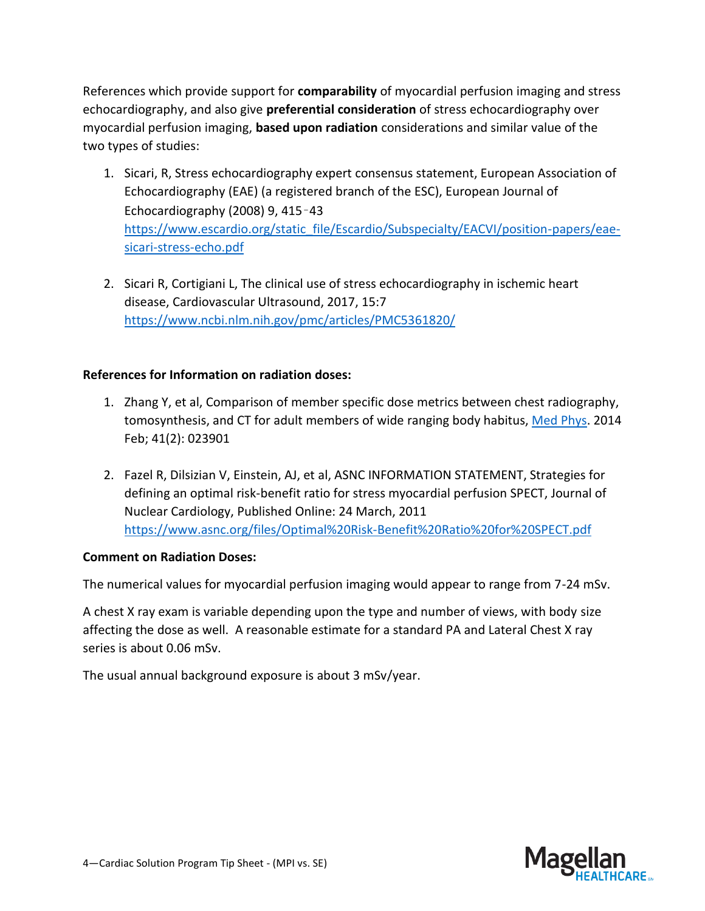References which provide support for **comparability** of myocardial perfusion imaging and stress echocardiography, and also give **preferential consideration** of stress echocardiography over myocardial perfusion imaging, **based upon radiation** considerations and similar value of the two types of studies:

1. Sicari, R, Stress echocardiography expert consensus statement, European Association of Echocardiography (EAE) (a registered branch of the ESC), European Journal of Echocardiography (2008) 9, 415‑43 [https://www.escardio.org/static_file/Escardio/Subspecialty/EACVI/position-papers/eae-sicari-stress-echo.pdf](https://www.escardio.org/static_file/Escardio/Subspecialty/EACVI/position-papers/eae-sicari-stress-echo.pdf)

2. Sicari R, Cortigiani L, The clinical use of stress echocardiography in ischemic heart disease, Cardiovascular Ultrasound, 2017, 15:7 [https://www.ncbi.nlm.nih.gov/pmc/articles/PMC5361820/](https://www.ncbi.nlm.nih.gov/pmc/articles/PMC5361820/)

**References for Information on radiation doses:**

1. Zhang Y, et al, Comparison of member specific dose metrics between chest radiography, tomosynthesis, and CT for adult members of wide ranging body habitus, Med Phys. 2014 Feb; 41(2): 023901

2. Fazel R, Dilsizian V, Einstein, AJ, et al, ASNC INFORMATION STATEMENT, Strategies for defining an optimal risk-benefit ratio for stress myocardial perfusion SPECT, Journal of Nuclear Cardiology, Published Online: 24 March, 2011 [https://www.asnc.org/files/Optimal%20Risk-Benefit%20Ratio%20for%20SPECT.pdf](https://www.asnc.org/files/Optimal%20Risk-Benefit%20Ratio%20for%20SPECT.pdf)

**Comment on Radiation Doses:**

The numerical values for myocardial perfusion imaging would appear to range from 7-24 mSv.

A chest X ray exam is variable depending upon the type and number of views, with body size affecting the dose as well. A reasonable estimate for a standard PA and Lateral Chest X ray series is about 0.06 mSv.

The usual annual background exposure is about 3 mSv/year.